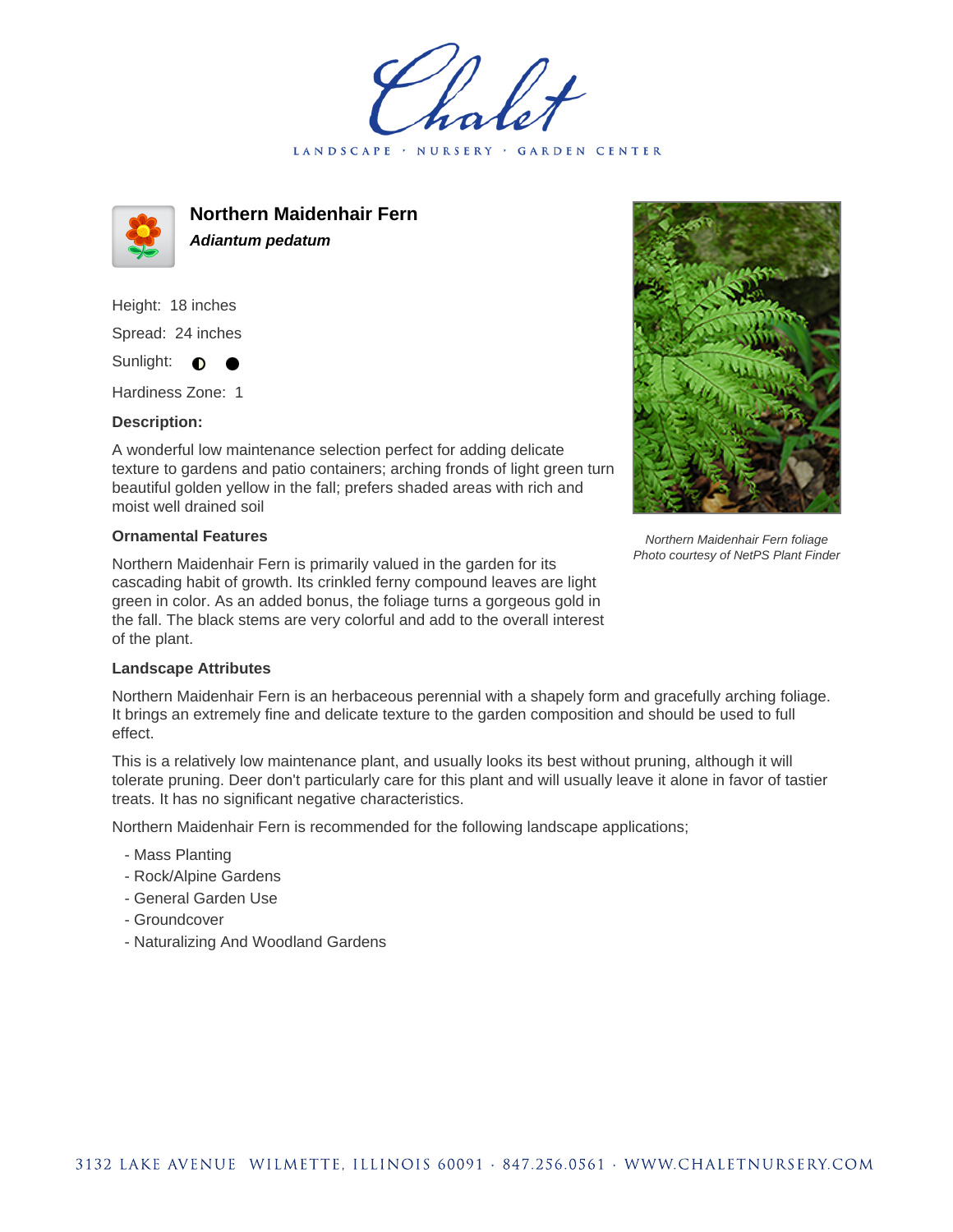# Northern Maidenhair Fern

***Adiantum pedatum***

Height: 18 inches

Spread: 24 inches

Sunlight: ◐ ●

Hardiness Zone: 1

**Description:**

A wonderful low maintenance selection perfect for adding delicate texture to gardens and patio containers; arching fronds of light green turn beautiful golden yellow in the fall; prefers shaded areas with rich and moist well drained soil

*Northern Maidenhair Fern foliage*
*Photo courtesy of NetPS Plant Finder*

### Ornamental Features

Northern Maidenhair Fern is primarily valued in the garden for its cascading habit of growth. Its crinkled ferny compound leaves are light green in color. As an added bonus, the foliage turns a gorgeous gold in the fall. The black stems are very colorful and add to the overall interest of the plant.

### Landscape Attributes

Northern Maidenhair Fern is an herbaceous perennial with a shapely form and gracefully arching foliage. It brings an extremely fine and delicate texture to the garden composition and should be used to full effect.

This is a relatively low maintenance plant, and usually looks its best without pruning, although it will tolerate pruning. Deer don't particularly care for this plant and will usually leave it alone in favor of tastier treats. It has no significant negative characteristics.

Northern Maidenhair Fern is recommended for the following landscape applications;

- Mass Planting
- Rock/Alpine Gardens
- General Garden Use
- Groundcover
- Naturalizing And Woodland Gardens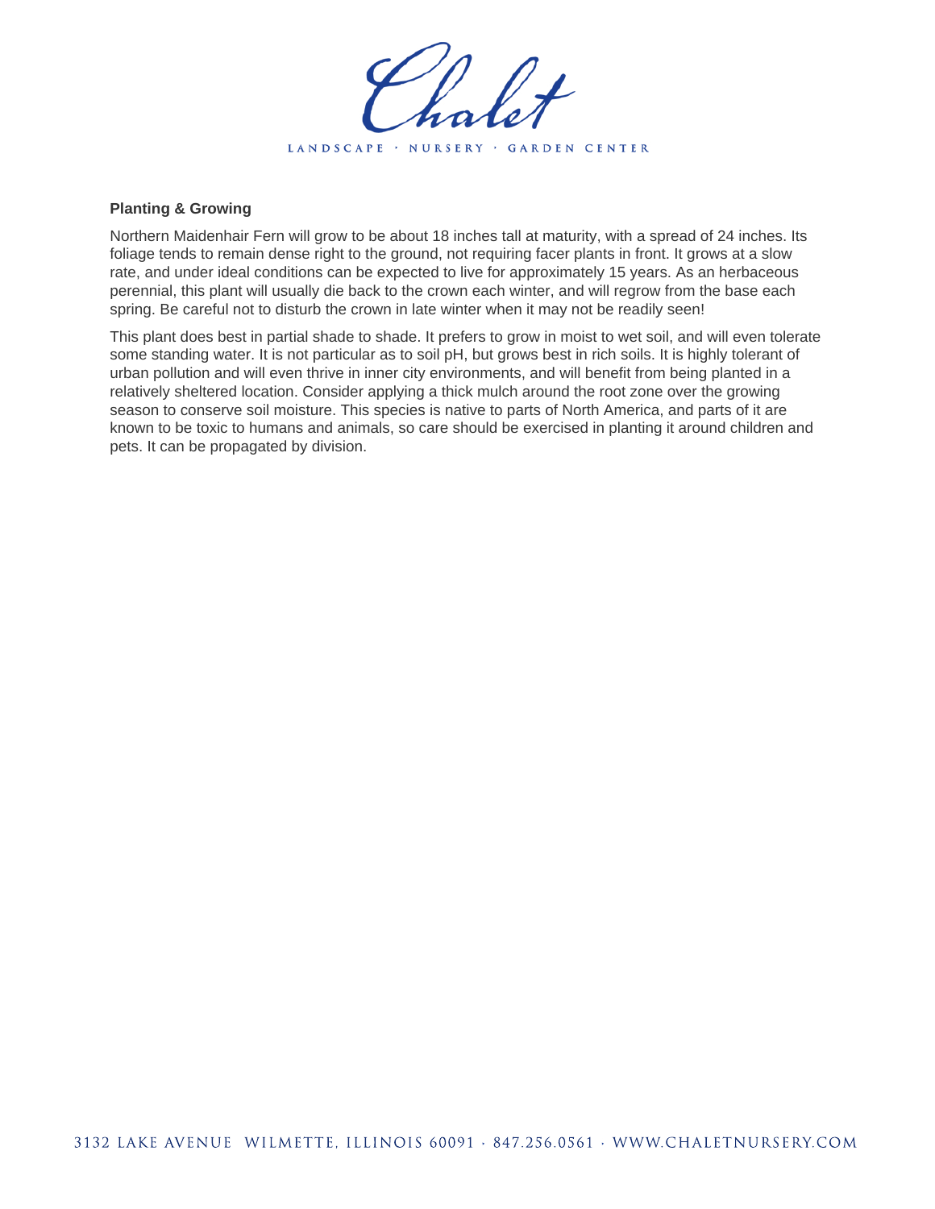**Planting & Growing**

Northern Maidenhair Fern will grow to be about 18 inches tall at maturity, with a spread of 24 inches. Its foliage tends to remain dense right to the ground, not requiring facer plants in front. It grows at a slow rate, and under ideal conditions can be expected to live for approximately 15 years. As an herbaceous perennial, this plant will usually die back to the crown each winter, and will regrow from the base each spring. Be careful not to disturb the crown in late winter when it may not be readily seen!

This plant does best in partial shade to shade. It prefers to grow in moist to wet soil, and will even tolerate some standing water. It is not particular as to soil pH, but grows best in rich soils. It is highly tolerant of urban pollution and will even thrive in inner city environments, and will benefit from being planted in a relatively sheltered location. Consider applying a thick mulch around the root zone over the growing season to conserve soil moisture. This species is native to parts of North America, and parts of it are known to be toxic to humans and animals, so care should be exercised in planting it around children and pets. It can be propagated by division.